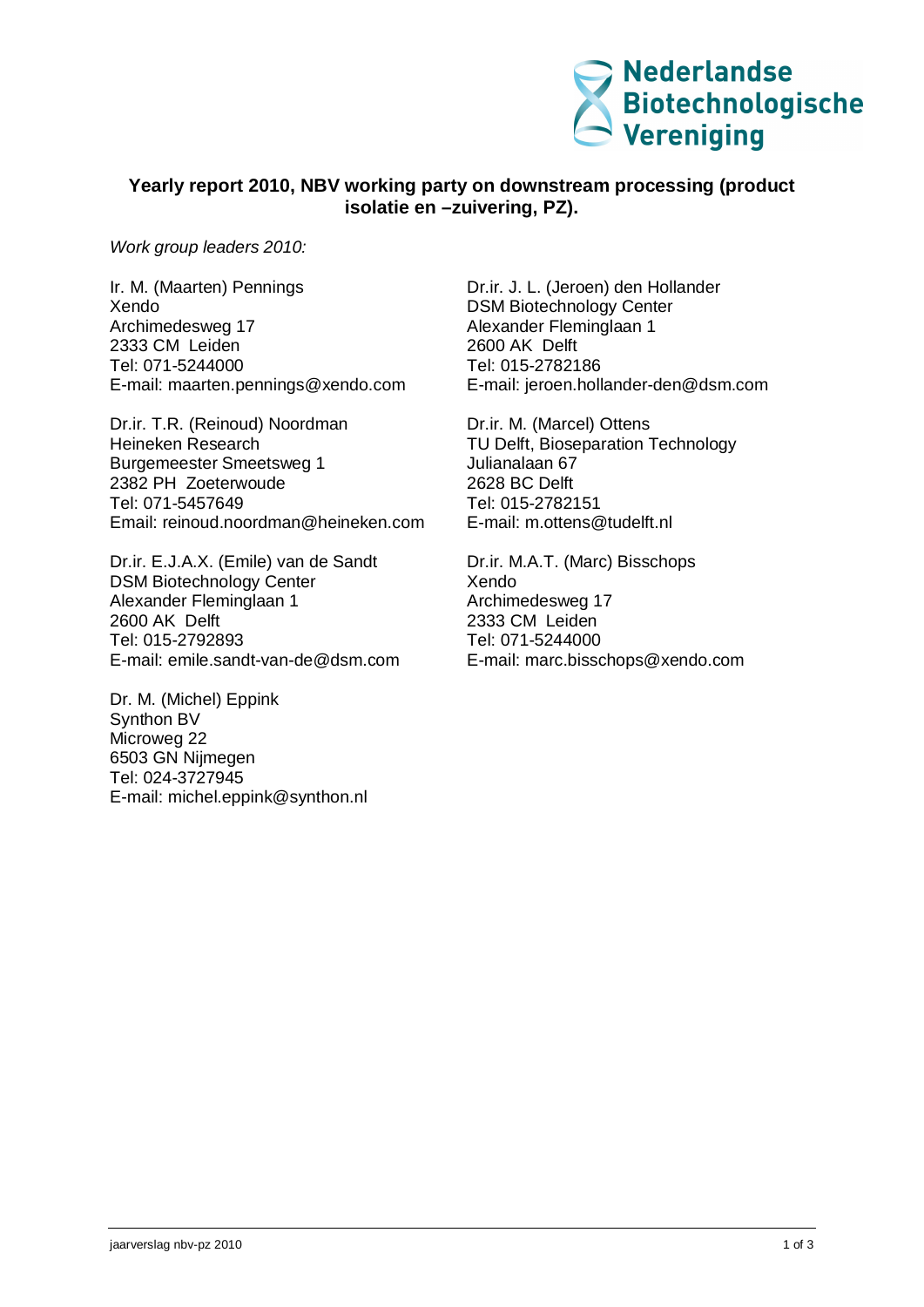Nederlandse Biotechnologische Vereniging

## Yearly report 2010, NBV working party on downstream processing (product isolatie en –zuivering, PZ).

*Work group leaders 2010:*

Ir. M. (Maarten) Pennings
Xendo
Archimedesweg 17
2333 CM Leiden
Tel: 071-5244000
E-mail: maarten.pennings@xendo.com

Dr.ir. J. L. (Jeroen) den Hollander
DSM Biotechnology Center
Alexander Fleminglaan 1
2600 AK Delft
Tel: 015-2782186
E-mail: jeroen.hollander-den@dsm.com

Dr.ir. T.R. (Reinoud) Noordman
Heineken Research
Burgemeester Smeetsweg 1
2382 PH Zoeterwoude
Tel: 071-5457649
Email: reinoud.noordman@heineken.com

Dr.ir. M. (Marcel) Ottens
TU Delft, Bioseparation Technology
Julianalaan 67
2628 BC Delft
Tel: 015-2782151
E-mail: m.ottens@tudelft.nl

Dr.ir. E.J.A.X. (Emile) van de Sandt
DSM Biotechnology Center
Alexander Fleminglaan 1
2600 AK Delft
Tel: 015-2792893
E-mail: emile.sandt-van-de@dsm.com

Dr.ir. M.A.T. (Marc) Bisschops
Xendo
Archimedesweg 17
2333 CM Leiden
Tel: 071-5244000
E-mail: marc.bisschops@xendo.com

Dr. M. (Michel) Eppink
Synthon BV
Microweg 22
6503 GN Nijmegen
Tel: 024-3727945
E-mail: michel.eppink@synthon.nl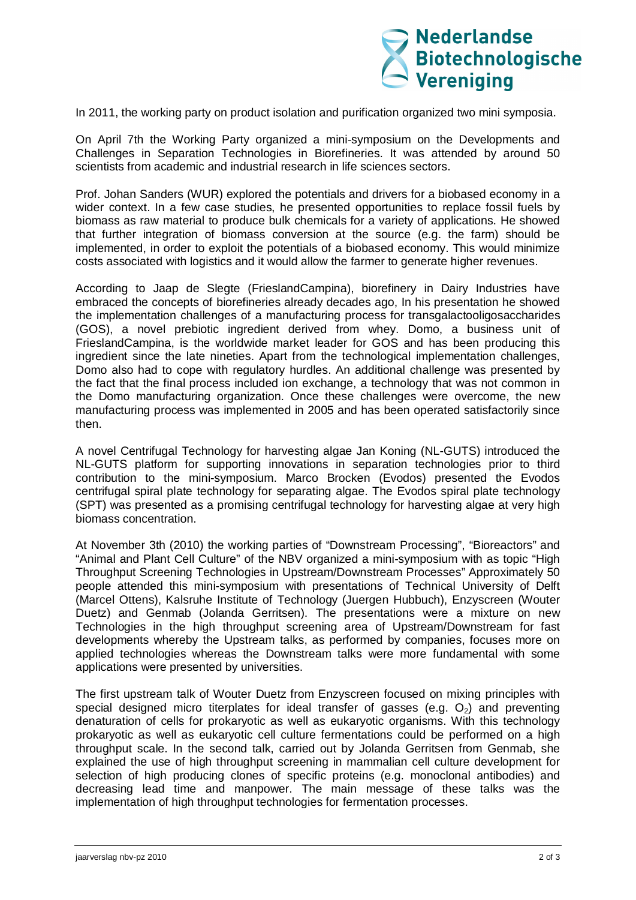In 2011, the working party on product isolation and purification organized two mini symposia.

On April 7th the Working Party organized a mini-symposium on the Developments and Challenges in Separation Technologies in Biorefineries. It was attended by around 50 scientists from academic and industrial research in life sciences sectors.

Prof. Johan Sanders (WUR) explored the potentials and drivers for a biobased economy in a wider context. In a few case studies, he presented opportunities to replace fossil fuels by biomass as raw material to produce bulk chemicals for a variety of applications. He showed that further integration of biomass conversion at the source (e.g. the farm) should be implemented, in order to exploit the potentials of a biobased economy. This would minimize costs associated with logistics and it would allow the farmer to generate higher revenues.

According to Jaap de Slegte (FrieslandCampina), biorefinery in Dairy Industries have embraced the concepts of biorefineries already decades ago, In his presentation he showed the implementation challenges of a manufacturing process for transgalactooligosaccharides (GOS), a novel prebiotic ingredient derived from whey. Domo, a business unit of FrieslandCampina, is the worldwide market leader for GOS and has been producing this ingredient since the late nineties. Apart from the technological implementation challenges, Domo also had to cope with regulatory hurdles. An additional challenge was presented by the fact that the final process included ion exchange, a technology that was not common in the Domo manufacturing organization. Once these challenges were overcome, the new manufacturing process was implemented in 2005 and has been operated satisfactorily since then.

A novel Centrifugal Technology for harvesting algae Jan Koning (NL-GUTS) introduced the NL-GUTS platform for supporting innovations in separation technologies prior to third contribution to the mini-symposium. Marco Brocken (Evodos) presented the Evodos centrifugal spiral plate technology for separating algae. The Evodos spiral plate technology (SPT) was presented as a promising centrifugal technology for harvesting algae at very high biomass concentration.

At November 3th (2010) the working parties of "Downstream Processing", "Bioreactors" and "Animal and Plant Cell Culture" of the NBV organized a mini-symposium with as topic "High Throughput Screening Technologies in Upstream/Downstream Processes" Approximately 50 people attended this mini-symposium with presentations of Technical University of Delft (Marcel Ottens), Kalsruhe Institute of Technology (Juergen Hubbuch), Enzyscreen (Wouter Duetz) and Genmab (Jolanda Gerritsen). The presentations were a mixture on new Technologies in the high throughput screening area of Upstream/Downstream for fast developments whereby the Upstream talks, as performed by companies, focuses more on applied technologies whereas the Downstream talks were more fundamental with some applications were presented by universities.

The first upstream talk of Wouter Duetz from Enzyscreen focused on mixing principles with special designed micro titerplates for ideal transfer of gasses (e.g. $O_2$) and preventing denaturation of cells for prokaryotic as well as eukaryotic organisms. With this technology prokaryotic as well as eukaryotic cell culture fermentations could be performed on a high throughput scale. In the second talk, carried out by Jolanda Gerritsen from Genmab, she explained the use of high throughput screening in mammalian cell culture development for selection of high producing clones of specific proteins (e.g. monoclonal antibodies) and decreasing lead time and manpower. The main message of these talks was the implementation of high throughput technologies for fermentation processes.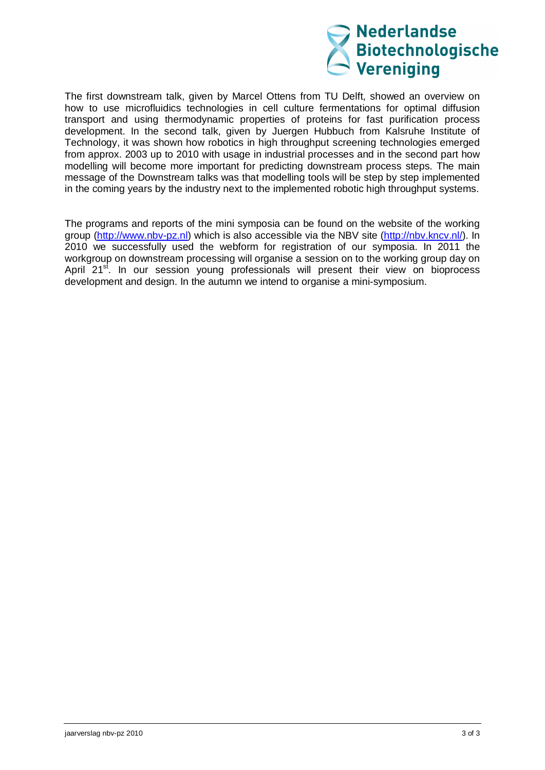The first downstream talk, given by Marcel Ottens from TU Delft, showed an overview on how to use microfluidics technologies in cell culture fermentations for optimal diffusion transport and using thermodynamic properties of proteins for fast purification process development. In the second talk, given by Juergen Hubbuch from Kalsruhe Institute of Technology, it was shown how robotics in high throughput screening technologies emerged from approx. 2003 up to 2010 with usage in industrial processes and in the second part how modelling will become more important for predicting downstream process steps. The main message of the Downstream talks was that modelling tools will be step by step implemented in the coming years by the industry next to the implemented robotic high throughput systems.

The programs and reports of the mini symposia can be found on the website of the working group (http://www.nbv-pz.nl) which is also accessible via the NBV site (http://nbv.kncv.nl/). In 2010 we successfully used the webform for registration of our symposia. In 2011 the workgroup on downstream processing will organise a session on to the working group day on April 21st. In our session young professionals will present their view on bioprocess development and design. In the autumn we intend to organise a mini-symposium.